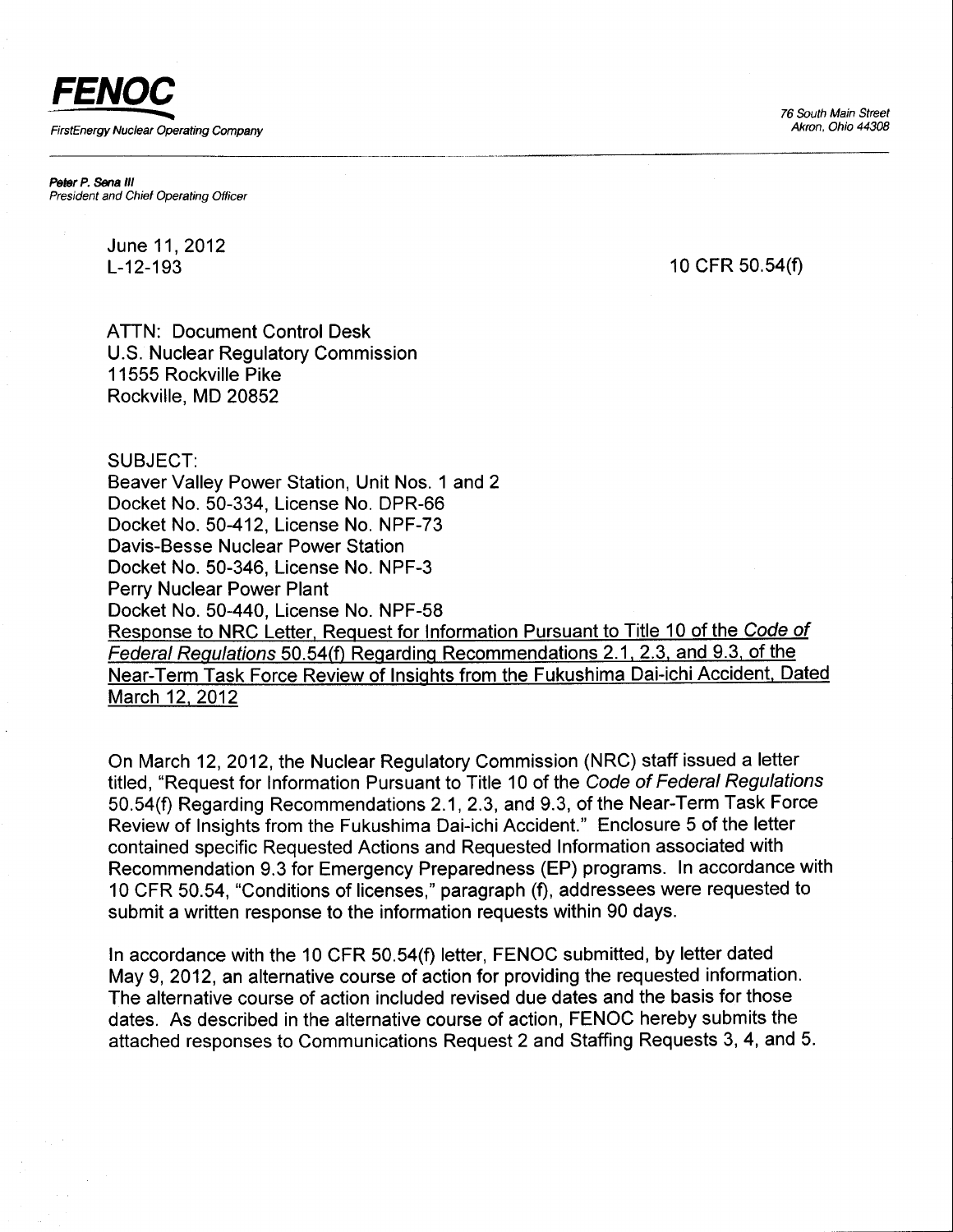**FENOC**

FirstEnergy Nuclear Operating Company

76 South Main Street
Akron, Ohio 44308

**Peter P. Sena III**
*President and Chief Operating Officer*

June 11, 2012
L-12-193

10 CFR 50.54(f)

ATTN: Document Control Desk
U.S. Nuclear Regulatory Commission
11555 Rockville Pike
Rockville, MD 20852

SUBJECT:
Beaver Valley Power Station, Unit Nos. 1 and 2
Docket No. 50-334, License No. DPR-66
Docket No. 50-412, License No. NPF-73
Davis-Besse Nuclear Power Station
Docket No. 50-346, License No. NPF-3
Perry Nuclear Power Plant
Docket No. 50-440, License No. NPF-58
Response to NRC Letter, Request for Information Pursuant to Title 10 of the *Code of Federal Regulations* 50.54(f) Regarding Recommendations 2.1, 2.3, and 9.3, of the Near-Term Task Force Review of Insights from the Fukushima Dai-ichi Accident, Dated March 12, 2012

On March 12, 2012, the Nuclear Regulatory Commission (NRC) staff issued a letter titled, "Request for Information Pursuant to Title 10 of the *Code of Federal Regulations* 50.54(f) Regarding Recommendations 2.1, 2.3, and 9.3, of the Near-Term Task Force Review of Insights from the Fukushima Dai-ichi Accident." Enclosure 5 of the letter contained specific Requested Actions and Requested Information associated with Recommendation 9.3 for Emergency Preparedness (EP) programs. In accordance with 10 CFR 50.54, "Conditions of licenses," paragraph (f), addressees were requested to submit a written response to the information requests within 90 days.

In accordance with the 10 CFR 50.54(f) letter, FENOC submitted, by letter dated May 9, 2012, an alternative course of action for providing the requested information. The alternative course of action included revised due dates and the basis for those dates. As described in the alternative course of action, FENOC hereby submits the attached responses to Communications Request 2 and Staffing Requests 3, 4, and 5.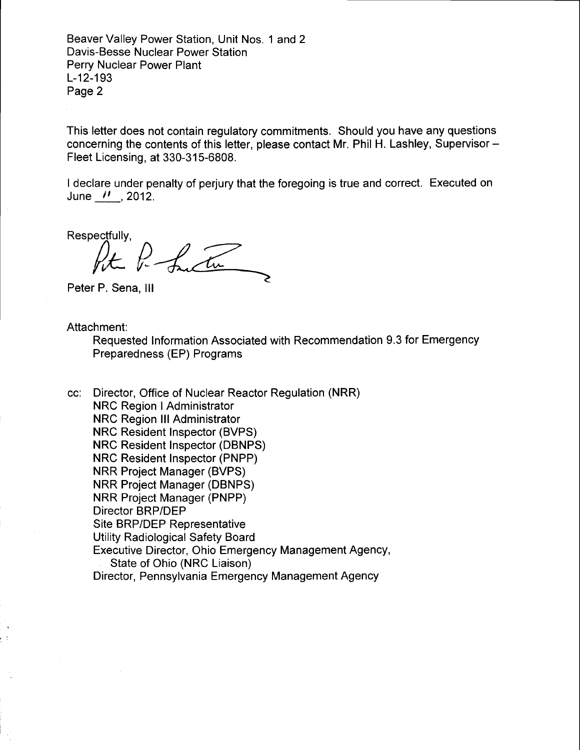This letter does not contain regulatory commitments. Should you have any questions concerning the contents of this letter, please contact Mr. Phil H. Lashley, Supervisor – Fleet Licensing, at 330-315-6808.

I declare under penalty of perjury that the foregoing is true and correct. Executed on June 11, 2012.

Respectfully,

Peter P. Sena, III

Attachment:

Requested Information Associated with Recommendation 9.3 for Emergency Preparedness (EP) Programs

cc: Director, Office of Nuclear Reactor Regulation (NRR)
NRC Region I Administrator
NRC Region III Administrator
NRC Resident Inspector (BVPS)
NRC Resident Inspector (DBNPS)
NRC Resident Inspector (PNPP)
NRR Project Manager (BVPS)
NRR Project Manager (DBNPS)
NRR Project Manager (PNPP)
Director BRP/DEP
Site BRP/DEP Representative
Utility Radiological Safety Board
Executive Director, Ohio Emergency Management Agency,
State of Ohio (NRC Liaison)
Director, Pennsylvania Emergency Management Agency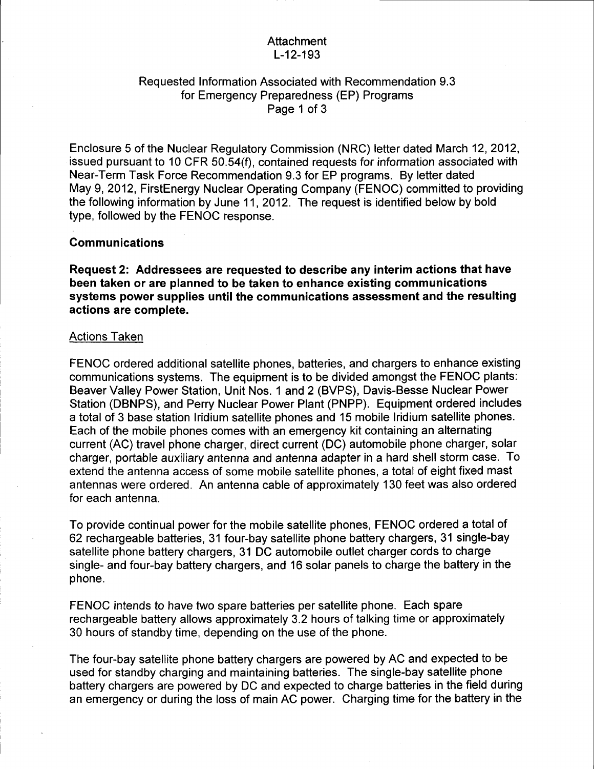Attachment
L-12-193

Requested Information Associated with Recommendation 9.3
for Emergency Preparedness (EP) Programs

Enclosure 5 of the Nuclear Regulatory Commission (NRC) letter dated March 12, 2012, issued pursuant to 10 CFR 50.54(f), contained requests for information associated with Near-Term Task Force Recommendation 9.3 for EP programs. By letter dated May 9, 2012, FirstEnergy Nuclear Operating Company (FENOC) committed to providing the following information by June 11, 2012. The request is identified below by bold type, followed by the FENOC response.

## Communications

**Request 2: Addressees are requested to describe any interim actions that have been taken or are planned to be taken to enhance existing communications systems power supplies until the communications assessment and the resulting actions are complete.**

### Actions Taken

FENOC ordered additional satellite phones, batteries, and chargers to enhance existing communications systems. The equipment is to be divided amongst the FENOC plants: Beaver Valley Power Station, Unit Nos. 1 and 2 (BVPS), Davis-Besse Nuclear Power Station (DBNPS), and Perry Nuclear Power Plant (PNPP). Equipment ordered includes a total of 3 base station Iridium satellite phones and 15 mobile Iridium satellite phones. Each of the mobile phones comes with an emergency kit containing an alternating current (AC) travel phone charger, direct current (DC) automobile phone charger, solar charger, portable auxiliary antenna and antenna adapter in a hard shell storm case. To extend the antenna access of some mobile satellite phones, a total of eight fixed mast antennas were ordered. An antenna cable of approximately 130 feet was also ordered for each antenna.

To provide continual power for the mobile satellite phones, FENOC ordered a total of 62 rechargeable batteries, 31 four-bay satellite phone battery chargers, 31 single-bay satellite phone battery chargers, 31 DC automobile outlet charger cords to charge single- and four-bay battery chargers, and 16 solar panels to charge the battery in the phone.

FENOC intends to have two spare batteries per satellite phone. Each spare rechargeable battery allows approximately 3.2 hours of talking time or approximately 30 hours of standby time, depending on the use of the phone.

The four-bay satellite phone battery chargers are powered by AC and expected to be used for standby charging and maintaining batteries. The single-bay satellite phone battery chargers are powered by DC and expected to charge batteries in the field during an emergency or during the loss of main AC power. Charging time for the battery in the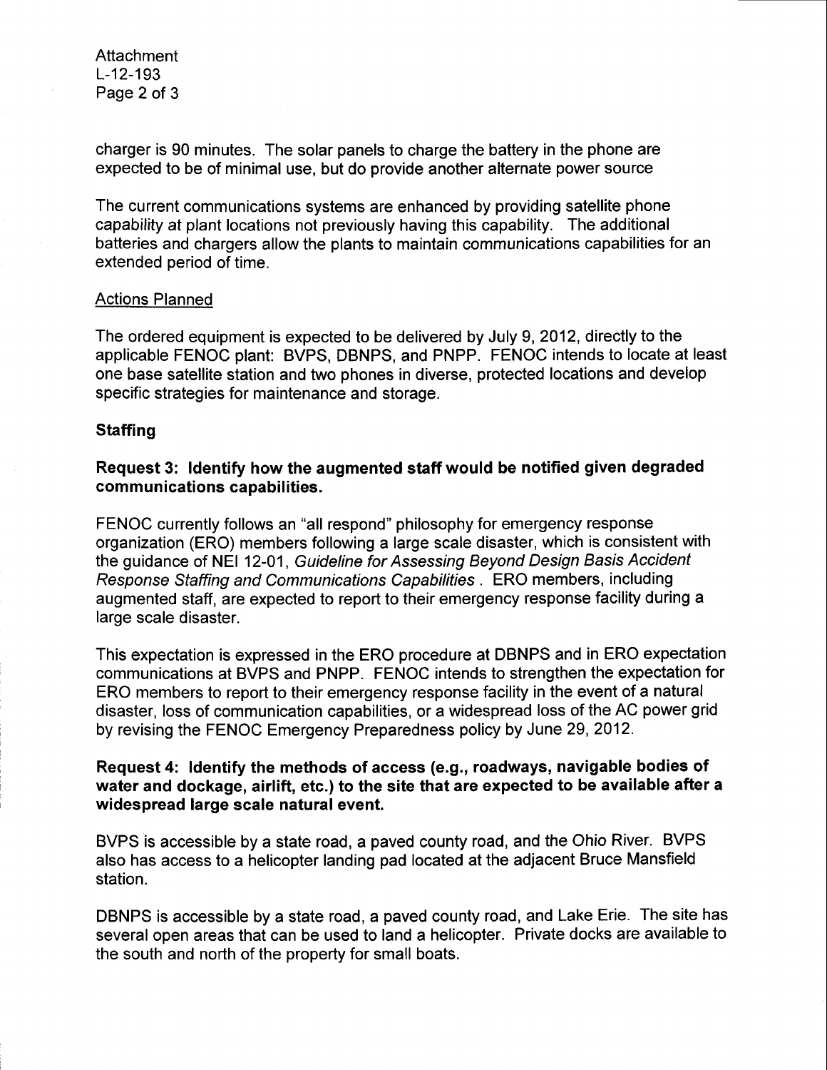charger is 90 minutes. The solar panels to charge the battery in the phone are expected to be of minimal use, but do provide another alternate power source

The current communications systems are enhanced by providing satellite phone capability at plant locations not previously having this capability. The additional batteries and chargers allow the plants to maintain communications capabilities for an extended period of time.

Actions Planned

The ordered equipment is expected to be delivered by July 9, 2012, directly to the applicable FENOC plant: BVPS, DBNPS, and PNPP. FENOC intends to locate at least one base satellite station and two phones in diverse, protected locations and develop specific strategies for maintenance and storage.

**Staffing**

**Request 3: Identify how the augmented staff would be notified given degraded communications capabilities.**

FENOC currently follows an "all respond" philosophy for emergency response organization (ERO) members following a large scale disaster, which is consistent with the guidance of NEI 12-01, *Guideline for Assessing Beyond Design Basis Accident Response Staffing and Communications Capabilities* . ERO members, including augmented staff, are expected to report to their emergency response facility during a large scale disaster.

This expectation is expressed in the ERO procedure at DBNPS and in ERO expectation communications at BVPS and PNPP. FENOC intends to strengthen the expectation for ERO members to report to their emergency response facility in the event of a natural disaster, loss of communication capabilities, or a widespread loss of the AC power grid by revising the FENOC Emergency Preparedness policy by June 29, 2012.

**Request 4: Identify the methods of access (e.g., roadways, navigable bodies of water and dockage, airlift, etc.) to the site that are expected to be available after a widespread large scale natural event.**

BVPS is accessible by a state road, a paved county road, and the Ohio River. BVPS also has access to a helicopter landing pad located at the adjacent Bruce Mansfield station.

DBNPS is accessible by a state road, a paved county road, and Lake Erie. The site has several open areas that can be used to land a helicopter. Private docks are available to the south and north of the property for small boats.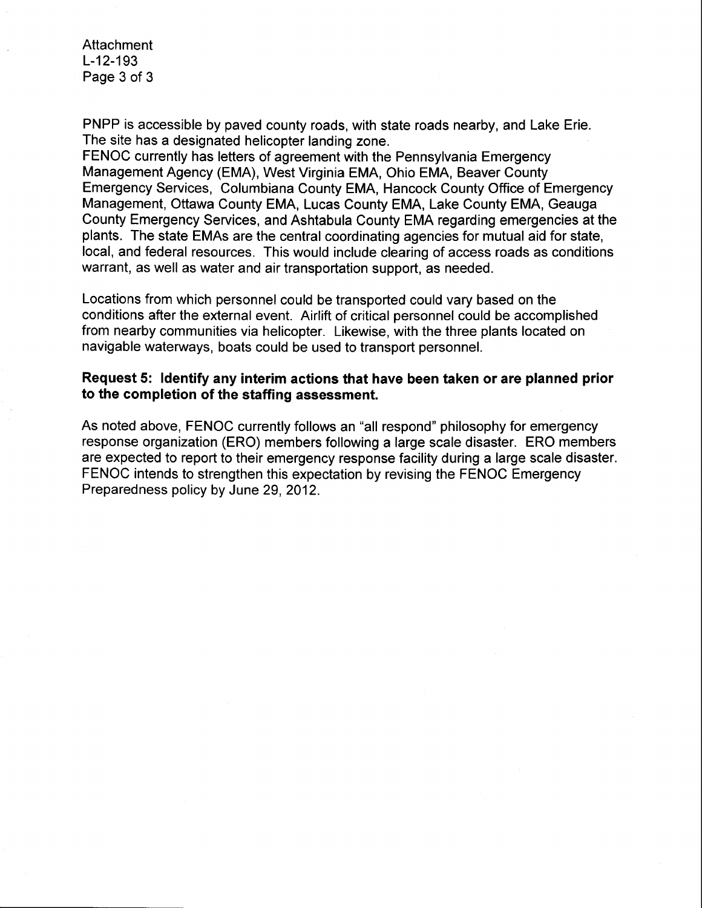PNPP is accessible by paved county roads, with state roads nearby, and Lake Erie. The site has a designated helicopter landing zone.
FENOC currently has letters of agreement with the Pennsylvania Emergency Management Agency (EMA), West Virginia EMA, Ohio EMA, Beaver County Emergency Services, Columbiana County EMA, Hancock County Office of Emergency Management, Ottawa County EMA, Lucas County EMA, Lake County EMA, Geauga County Emergency Services, and Ashtabula County EMA regarding emergencies at the plants. The state EMAs are the central coordinating agencies for mutual aid for state, local, and federal resources. This would include clearing of access roads as conditions warrant, as well as water and air transportation support, as needed.

Locations from which personnel could be transported could vary based on the conditions after the external event. Airlift of critical personnel could be accomplished from nearby communities via helicopter. Likewise, with the three plants located on navigable waterways, boats could be used to transport personnel.

**Request 5: Identify any interim actions that have been taken or are planned prior to the completion of the staffing assessment.**

As noted above, FENOC currently follows an "all respond" philosophy for emergency response organization (ERO) members following a large scale disaster. ERO members are expected to report to their emergency response facility during a large scale disaster. FENOC intends to strengthen this expectation by revising the FENOC Emergency Preparedness policy by June 29, 2012.